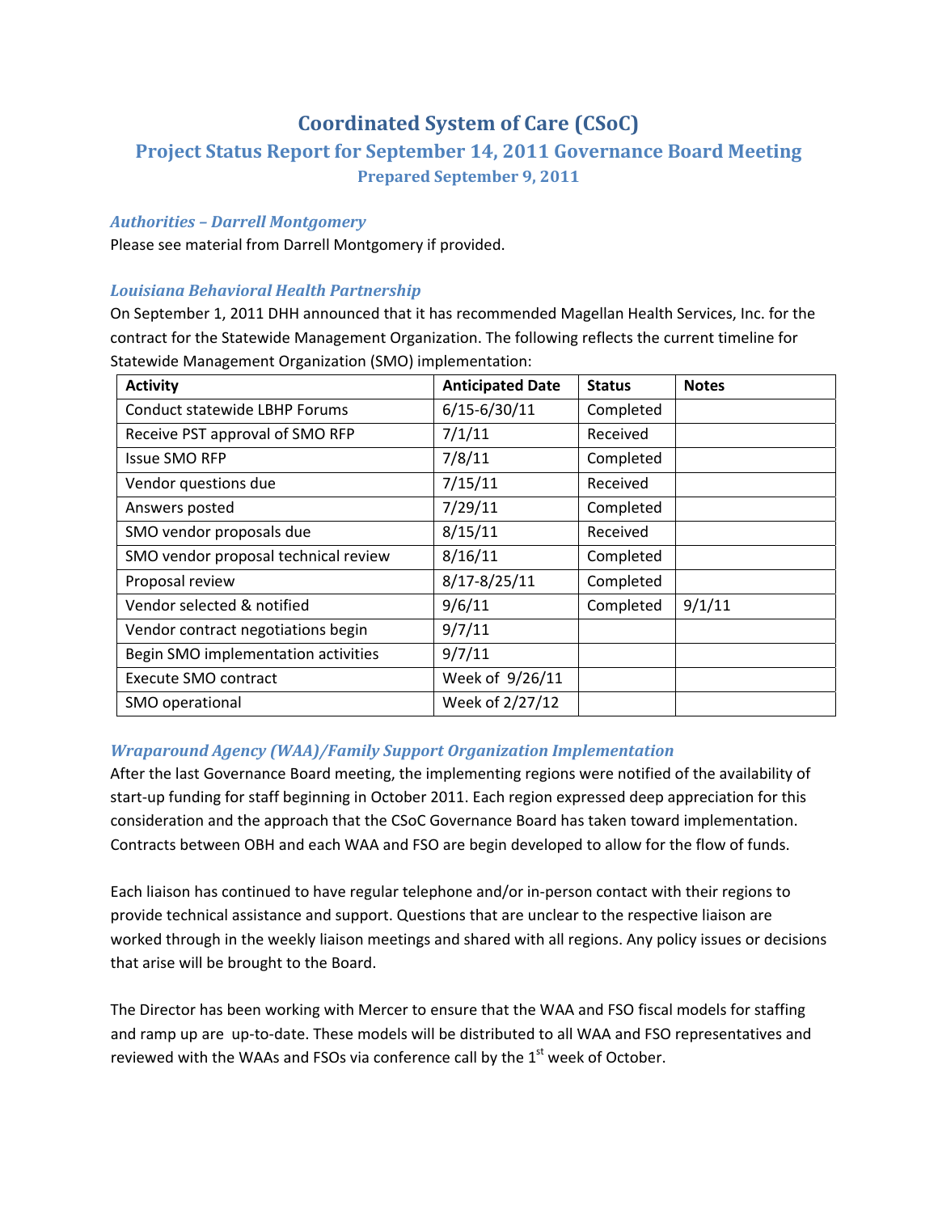# Coordinated System of Care (CSoC)

## Project Status Report for September 14, 2011 Governance Board Meeting

### Prepared September 9, 2011

### *Authorities – Darrell Montgomery*

Please see material from Darrell Montgomery if provided.

### *Louisiana Behavioral Health Partnership*

On September 1, 2011 DHH announced that it has recommended Magellan Health Services, Inc. for the contract for the Statewide Management Organization. The following reflects the current timeline for Statewide Management Organization (SMO) implementation:

| Activity | Anticipated Date | Status | Notes |
|---|---|---|---|
| Conduct statewide LBHP Forums | 6/15-6/30/11 | Completed | |
| Receive PST approval of SMO RFP | 7/1/11 | Received | |
| Issue SMO RFP | 7/8/11 | Completed | |
| Vendor questions due | 7/15/11 | Received | |
| Answers posted | 7/29/11 | Completed | |
| SMO vendor proposals due | 8/15/11 | Received | |
| SMO vendor proposal technical review | 8/16/11 | Completed | |
| Proposal review | 8/17-8/25/11 | Completed | |
| Vendor selected & notified | 9/6/11 | Completed | 9/1/11 |
| Vendor contract negotiations begin | 9/7/11 | | |
| Begin SMO implementation activities | 9/7/11 | | |
| Execute SMO contract | Week of 9/26/11 | | |
| SMO operational | Week of 2/27/12 | | |

### *Wraparound Agency (WAA)/Family Support Organization Implementation*

After the last Governance Board meeting, the implementing regions were notified of the availability of start-up funding for staff beginning in October 2011. Each region expressed deep appreciation for this consideration and the approach that the CSoC Governance Board has taken toward implementation. Contracts between OBH and each WAA and FSO are begin developed to allow for the flow of funds.

Each liaison has continued to have regular telephone and/or in-person contact with their regions to provide technical assistance and support. Questions that are unclear to the respective liaison are worked through in the weekly liaison meetings and shared with all regions. Any policy issues or decisions that arise will be brought to the Board.

The Director has been working with Mercer to ensure that the WAA and FSO fiscal models for staffing and ramp up are up-to-date. These models will be distributed to all WAA and FSO representatives and reviewed with the WAAs and FSOs via conference call by the 1st week of October.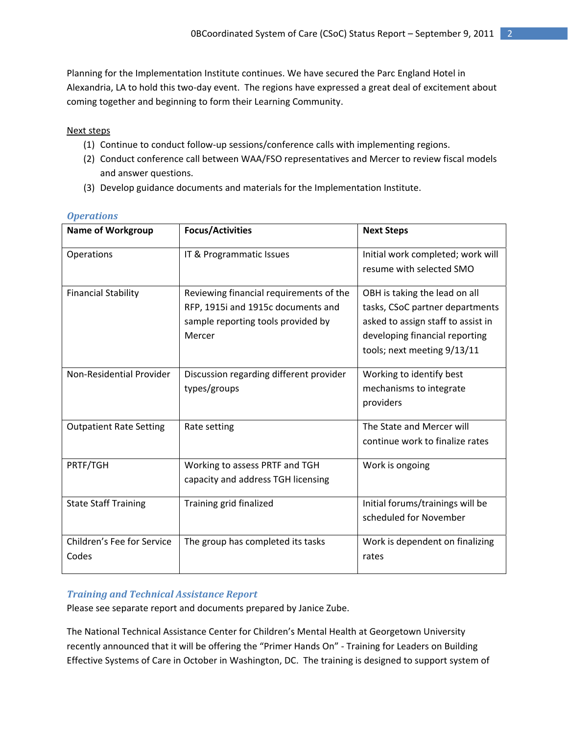Planning for the Implementation Institute continues. We have secured the Parc England Hotel in Alexandria, LA to hold this two-day event. The regions have expressed a great deal of excitement about coming together and beginning to form their Learning Community.

Next steps

(1) Continue to conduct follow-up sessions/conference calls with implementing regions.
(2) Conduct conference call between WAA/FSO representatives and Mercer to review fiscal models and answer questions.
(3) Develop guidance documents and materials for the Implementation Institute.

### *Operations*

| Name of Workgroup | Focus/Activities | Next Steps |
|---|---|---|
| Operations | IT & Programmatic Issues | Initial work completed; work will resume with selected SMO |
| Financial Stability | Reviewing financial requirements of the RFP, 1915i and 1915c documents and sample reporting tools provided by Mercer | OBH is taking the lead on all tasks, CSoC partner departments asked to assign staff to assist in developing financial reporting tools; next meeting 9/13/11 |
| Non-Residential Provider | Discussion regarding different provider types/groups | Working to identify best mechanisms to integrate providers |
| Outpatient Rate Setting | Rate setting | The State and Mercer will continue work to finalize rates |
| PRTF/TGH | Working to assess PRTF and TGH capacity and address TGH licensing | Work is ongoing |
| State Staff Training | Training grid finalized | Initial forums/trainings will be scheduled for November |
| Children's Fee for Service Codes | The group has completed its tasks | Work is dependent on finalizing rates |

### *Training and Technical Assistance Report*

Please see separate report and documents prepared by Janice Zube.

The National Technical Assistance Center for Children's Mental Health at Georgetown University recently announced that it will be offering the "Primer Hands On" - Training for Leaders on Building Effective Systems of Care in October in Washington, DC. The training is designed to support system of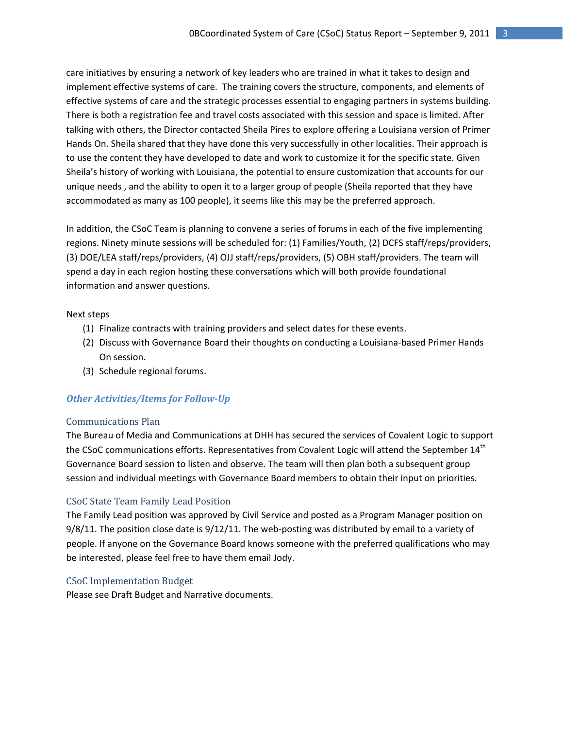care initiatives by ensuring a network of key leaders who are trained in what it takes to design and implement effective systems of care. The training covers the structure, components, and elements of effective systems of care and the strategic processes essential to engaging partners in systems building. There is both a registration fee and travel costs associated with this session and space is limited. After talking with others, the Director contacted Sheila Pires to explore offering a Louisiana version of Primer Hands On. Sheila shared that they have done this very successfully in other localities. Their approach is to use the content they have developed to date and work to customize it for the specific state. Given Sheila's history of working with Louisiana, the potential to ensure customization that accounts for our unique needs , and the ability to open it to a larger group of people (Sheila reported that they have accommodated as many as 100 people), it seems like this may be the preferred approach.

In addition, the CSoC Team is planning to convene a series of forums in each of the five implementing regions. Ninety minute sessions will be scheduled for: (1) Families/Youth, (2) DCFS staff/reps/providers, (3) DOE/LEA staff/reps/providers, (4) OJJ staff/reps/providers, (5) OBH staff/providers. The team will spend a day in each region hosting these conversations which will both provide foundational information and answer questions.

Next steps

1. Finalize contracts with training providers and select dates for these events.
2. Discuss with Governance Board their thoughts on conducting a Louisiana-based Primer Hands On session.
3. Schedule regional forums.

## *Other Activities/Items for Follow-Up*

### Communications Plan

The Bureau of Media and Communications at DHH has secured the services of Covalent Logic to support the CSoC communications efforts. Representatives from Covalent Logic will attend the September 14th Governance Board session to listen and observe. The team will then plan both a subsequent group session and individual meetings with Governance Board members to obtain their input on priorities.

### CSoC State Team Family Lead Position

The Family Lead position was approved by Civil Service and posted as a Program Manager position on 9/8/11. The position close date is 9/12/11. The web-posting was distributed by email to a variety of people. If anyone on the Governance Board knows someone with the preferred qualifications who may be interested, please feel free to have them email Jody.

### CSoC Implementation Budget

Please see Draft Budget and Narrative documents.